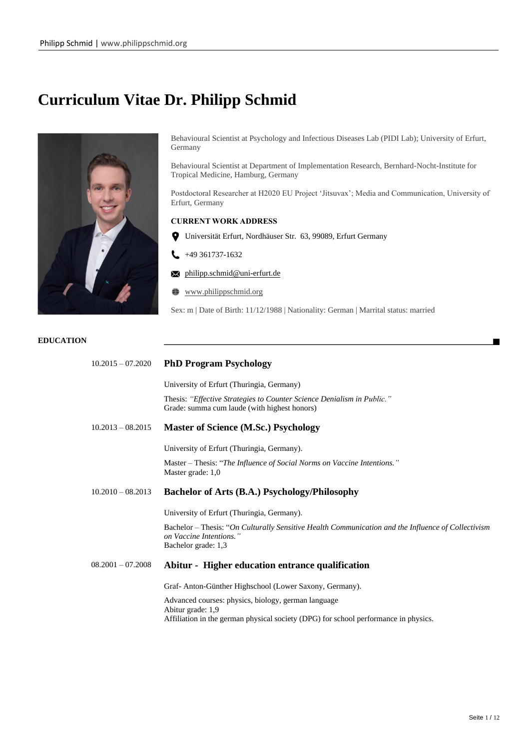# Curriculum Vitae Dr. Philipp Schmid

Behavioural Scientist at Psychology and Infectious Diseases Lab (PIDI Lab); University of Erfurt, Germany

Behavioural Scientist at Department of Implementation Research, Bernhard-Nocht-Institute for Tropical Medicine, Hamburg, Germany

Postdoctoral Researcher at H2020 EU Project 'Jitsuvax'; Media and Communication, University of Erfurt, Germany

**CURRENT WORK ADDRESS**

- Universität Erfurt, Nordhäuser Str. 63, 99089, Erfurt Germany
- +49 361737-1632
- philipp.schmid@uni-erfurt.de
- www.philippschmid.org

Sex: m | Date of Birth: 11/12/1988 | Nationality: German | Marrital status: married

## EDUCATION

**10.2015 – 07.2020** **PhD Program Psychology**

University of Erfurt (Thuringia, Germany)

Thesis: *"Effective Strategies to Counter Science Denialism in Public."*
Grade: summa cum laude (with highest honors)

**10.2013 – 08.2015** **Master of Science (M.Sc.) Psychology**

University of Erfurt (Thuringia, Germany).

Master – Thesis: "*The Influence of Social Norms on Vaccine Intentions."*
Master grade: 1,0

**10.2010 – 08.2013** **Bachelor of Arts (B.A.) Psychology/Philosophy**

University of Erfurt (Thuringia, Germany).

Bachelor – Thesis: "*On Culturally Sensitive Health Communication and the Influence of Collectivism on Vaccine Intentions."*
Bachelor grade: 1,3

**08.2001 – 07.2008** **Abitur - Higher education entrance qualification**

Graf- Anton-Günther Highschool (Lower Saxony, Germany).

Advanced courses: physics, biology, german language
Abitur grade: 1,9
Affiliation in the german physical society (DPG) for school performance in physics.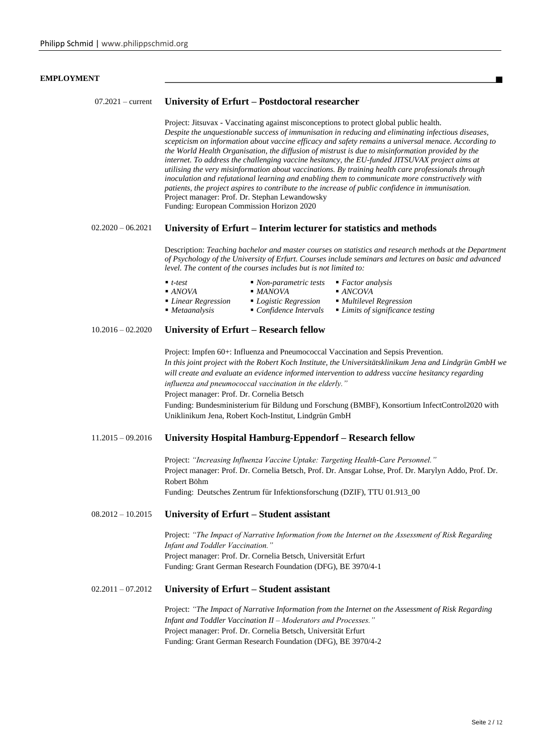## EMPLOYMENT

**07.2021 – current** **University of Erfurt – Postdoctoral researcher**

Project: Jitsuvax - Vaccinating against misconceptions to protect global public health.
*Despite the unquestionable success of immunisation in reducing and eliminating infectious diseases, scepticism on information about vaccine efficacy and safety remains a universal menace. According to the World Health Organisation, the diffusion of mistrust is due to misinformation provided by the internet. To address the challenging vaccine hesitancy, the EU-funded JITSUVAX project aims at utilising the very misinformation about vaccinations. By training health care professionals through inoculation and refutational learning and enabling them to communicate more constructively with patients, the project aspires to contribute to the increase of public confidence in immunisation.*
Project manager: Prof. Dr. Stephan Lewandowsky
Funding: European Commission Horizon 2020

**02.2020 – 06.2021** **University of Erfurt – Interim lecturer for statistics and methods**

Description: *Teaching bachelor and master courses on statistics and research methods at the Department of Psychology of the University of Erfurt. Courses include seminars and lectures on basic and advanced level. The content of the courses includes but is not limited to:*

- *t-test*
- *Non-parametric tests*
- *Factor analysis*
- *ANOVA*
- *MANOVA*
- *ANCOVA*
- *Linear Regression*
- *Logistic Regression*
- *Multilevel Regression*
- *Metaanalysis*
- *Confidence Intervals*
- *Limits of significance testing*

**10.2016 – 02.2020** **University of Erfurt – Research fellow**

Project: Impfen 60+: Influenza and Pneumococcal Vaccination and Sepsis Prevention.
*In this joint project with the Robert Koch Institute, the Universitätsklinikum Jena and Lindgrün GmbH we will create and evaluate an evidence informed intervention to address vaccine hesitancy regarding influenza and pneumococcal vaccination in the elderly."*
Project manager: Prof. Dr. Cornelia Betsch
Funding: Bundesministerium für Bildung und Forschung (BMBF), Konsortium InfectControl2020 with Uniklinikum Jena, Robert Koch-Institut, Lindgrün GmbH

**11.2015 – 09.2016** **University Hospital Hamburg-Eppendorf – Research fellow**

Project: *"Increasing Influenza Vaccine Uptake: Targeting Health-Care Personnel."*
Project manager: Prof. Dr. Cornelia Betsch, Prof. Dr. Ansgar Lohse, Prof. Dr. Marylyn Addo, Prof. Dr. Robert Böhm
Funding: Deutsches Zentrum für Infektionsforschung (DZIF), TTU 01.913_00

**08.2012 – 10.2015** **University of Erfurt – Student assistant**

Project: *"The Impact of Narrative Information from the Internet on the Assessment of Risk Regarding Infant and Toddler Vaccination."*
Project manager: Prof. Dr. Cornelia Betsch, Universität Erfurt
Funding: Grant German Research Foundation (DFG), BE 3970/4-1

**02.2011 – 07.2012** **University of Erfurt – Student assistant**

Project: *"The Impact of Narrative Information from the Internet on the Assessment of Risk Regarding Infant and Toddler Vaccination II – Moderators and Processes."*
Project manager: Prof. Dr. Cornelia Betsch, Universität Erfurt
Funding: Grant German Research Foundation (DFG), BE 3970/4-2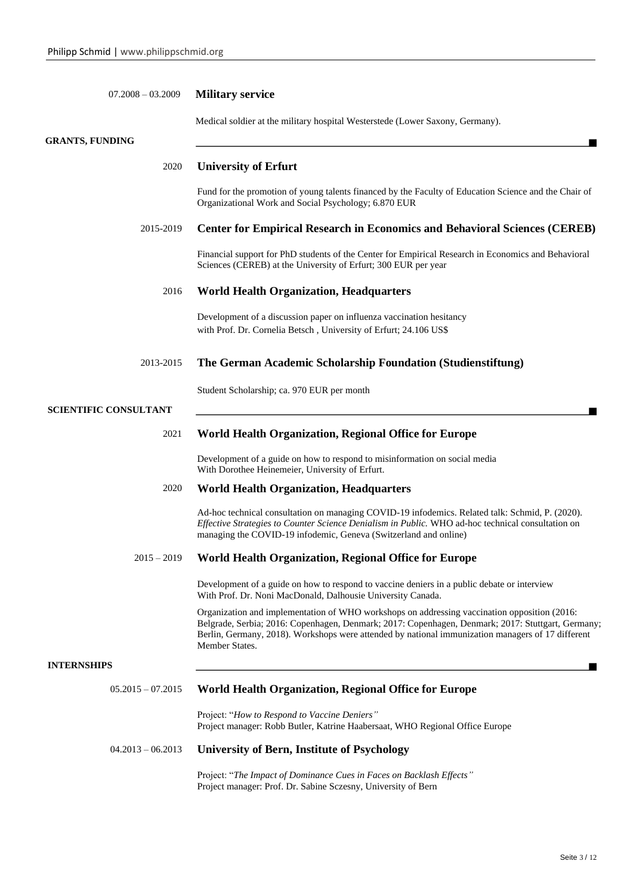07.2008 – 03.2009 **Military service**

Medical soldier at the military hospital Westerstede (Lower Saxony, Germany).

## GRANTS, FUNDING

2020 **University of Erfurt**

Fund for the promotion of young talents financed by the Faculty of Education Science and the Chair of Organizational Work and Social Psychology; 6.870 EUR

2015-2019 **Center for Empirical Research in Economics and Behavioral Sciences (CEREB)**

Financial support for PhD students of the Center for Empirical Research in Economics and Behavioral Sciences (CEREB) at the University of Erfurt; 300 EUR per year

2016 **World Health Organization, Headquarters**

Development of a discussion paper on influenza vaccination hesitancy with Prof. Dr. Cornelia Betsch , University of Erfurt; 24.106 US$

2013-2015 **The German Academic Scholarship Foundation (Studienstiftung)**

Student Scholarship; ca. 970 EUR per month

## SCIENTIFIC CONSULTANT

2021 **World Health Organization, Regional Office for Europe**

Development of a guide on how to respond to misinformation on social media
With Dorothee Heinemeier, University of Erfurt.

2020 **World Health Organization, Headquarters**

Ad-hoc technical consultation on managing COVID-19 infodemics. Related talk: Schmid, P. (2020). *Effective Strategies to Counter Science Denialism in Public.* WHO ad-hoc technical consultation on managing the COVID-19 infodemic, Geneva (Switzerland and online)

2015 – 2019 **World Health Organization, Regional Office for Europe**

Development of a guide on how to respond to vaccine deniers in a public debate or interview
With Prof. Dr. Noni MacDonald, Dalhousie University Canada.

Organization and implementation of WHO workshops on addressing vaccination opposition (2016: Belgrade, Serbia; 2016: Copenhagen, Denmark; 2017: Copenhagen, Denmark; 2017: Stuttgart, Germany; Berlin, Germany, 2018). Workshops were attended by national immunization managers of 17 different Member States.

## INTERNSHIPS

05.2015 – 07.2015 **World Health Organization, Regional Office for Europe**

Project: "*How to Respond to Vaccine Deniers"*
Project manager: Robb Butler, Katrine Haabersaat, WHO Regional Office Europe

04.2013 – 06.2013 **University of Bern, Institute of Psychology**

Project: "*The Impact of Dominance Cues in Faces on Backlash Effects"*
Project manager: Prof. Dr. Sabine Sczesny, University of Bern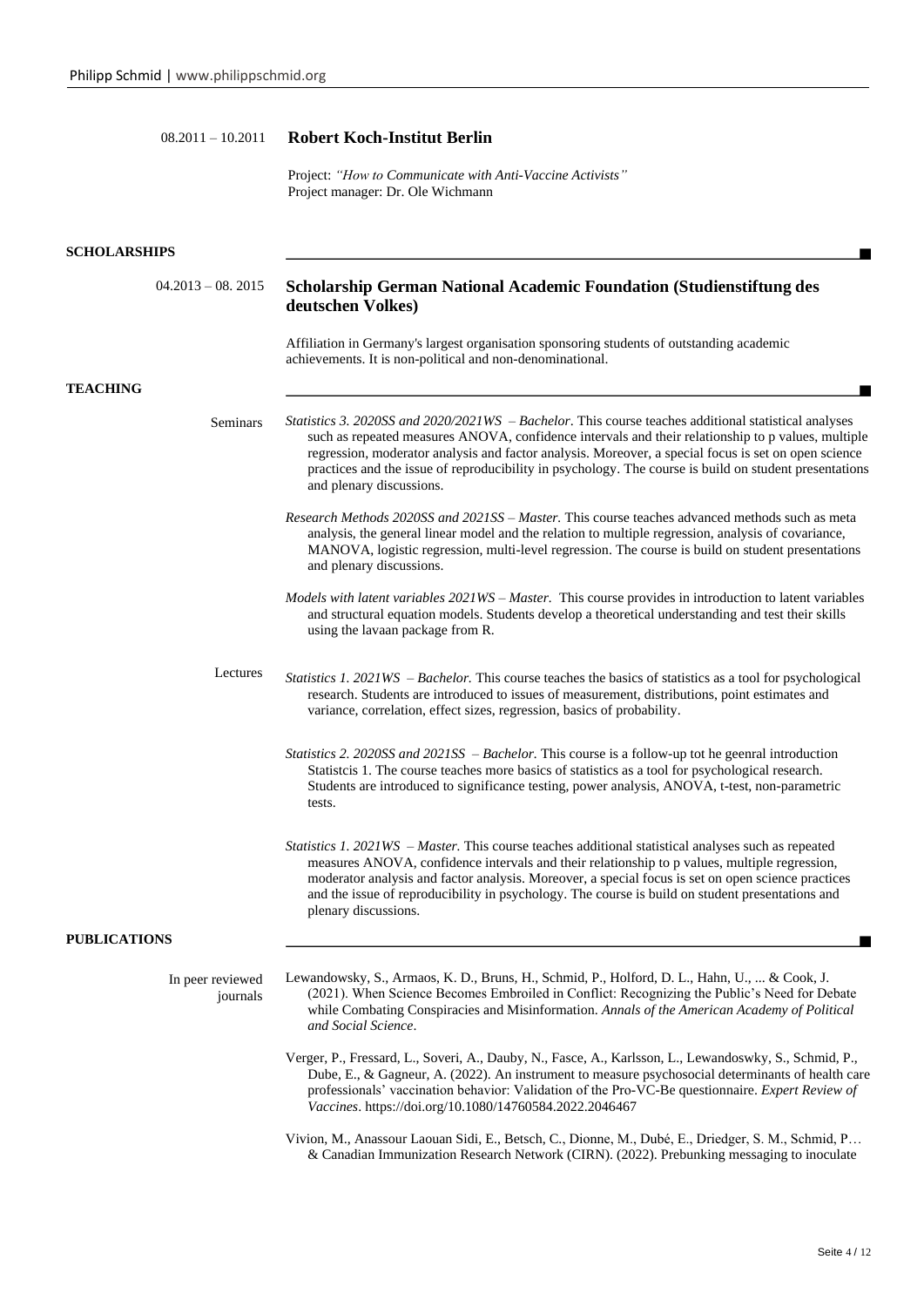08.2011 – 10.2011 **Robert Koch-Institut Berlin**

Project: *"How to Communicate with Anti-Vaccine Activists"*
Project manager: Dr. Ole Wichmann

## SCHOLARSHIPS

04.2013 – 08. 2015 **Scholarship German National Academic Foundation (Studienstiftung des deutschen Volkes)**

Affiliation in Germany's largest organisation sponsoring students of outstanding academic achievements. It is non-political and non-denominational.

## TEACHING

### Seminars

*Statistics 3. 2020SS and 2020/2021WS – Bachelor*. This course teaches additional statistical analyses such as repeated measures ANOVA, confidence intervals and their relationship to p values, multiple regression, moderator analysis and factor analysis. Moreover, a special focus is set on open science practices and the issue of reproducibility in psychology. The course is build on student presentations and plenary discussions.

*Research Methods 2020SS and 2021SS – Master.* This course teaches advanced methods such as meta analysis, the general linear model and the relation to multiple regression, analysis of covariance, MANOVA, logistic regression, multi-level regression. The course is build on student presentations and plenary discussions.

*Models with latent variables 2021WS – Master.* This course provides in introduction to latent variables and structural equation models. Students develop a theoretical understanding and test their skills using the lavaan package from R.

### Lectures

*Statistics 1. 2021WS – Bachelor.* This course teaches the basics of statistics as a tool for psychological research. Students are introduced to issues of measurement, distributions, point estimates and variance, correlation, effect sizes, regression, basics of probability.

*Statistics 2. 2020SS and 2021SS – Bachelor.* This course is a follow-up tot he geenral introduction Statistcis 1. The course teaches more basics of statistics as a tool for psychological research. Students are introduced to significance testing, power analysis, ANOVA, t-test, non-parametric tests.

*Statistics 1. 2021WS – Master.* This course teaches additional statistical analyses such as repeated measures ANOVA, confidence intervals and their relationship to p values, multiple regression, moderator analysis and factor analysis. Moreover, a special focus is set on open science practices and the issue of reproducibility in psychology. The course is build on student presentations and plenary discussions.

## PUBLICATIONS

### In peer reviewed journals

Lewandowsky, S., Armaos, K. D., Bruns, H., Schmid, P., Holford, D. L., Hahn, U., ... & Cook, J. (2021). When Science Becomes Embroiled in Conflict: Recognizing the Public's Need for Debate while Combating Conspiracies and Misinformation. *Annals of the American Academy of Political and Social Science*.

Verger, P., Fressard, L., Soveri, A., Dauby, N., Fasce, A., Karlsson, L., Lewandoswky, S., Schmid, P., Dube, E., & Gagneur, A. (2022). An instrument to measure psychosocial determinants of health care professionals' vaccination behavior: Validation of the Pro-VC-Be questionnaire. *Expert Review of Vaccines*. https://doi.org/10.1080/14760584.2022.2046467

Vivion, M., Anassour Laouan Sidi, E., Betsch, C., Dionne, M., Dubé, E., Driedger, S. M., Schmid, P… & Canadian Immunization Research Network (CIRN). (2022). Prebunking messaging to inoculate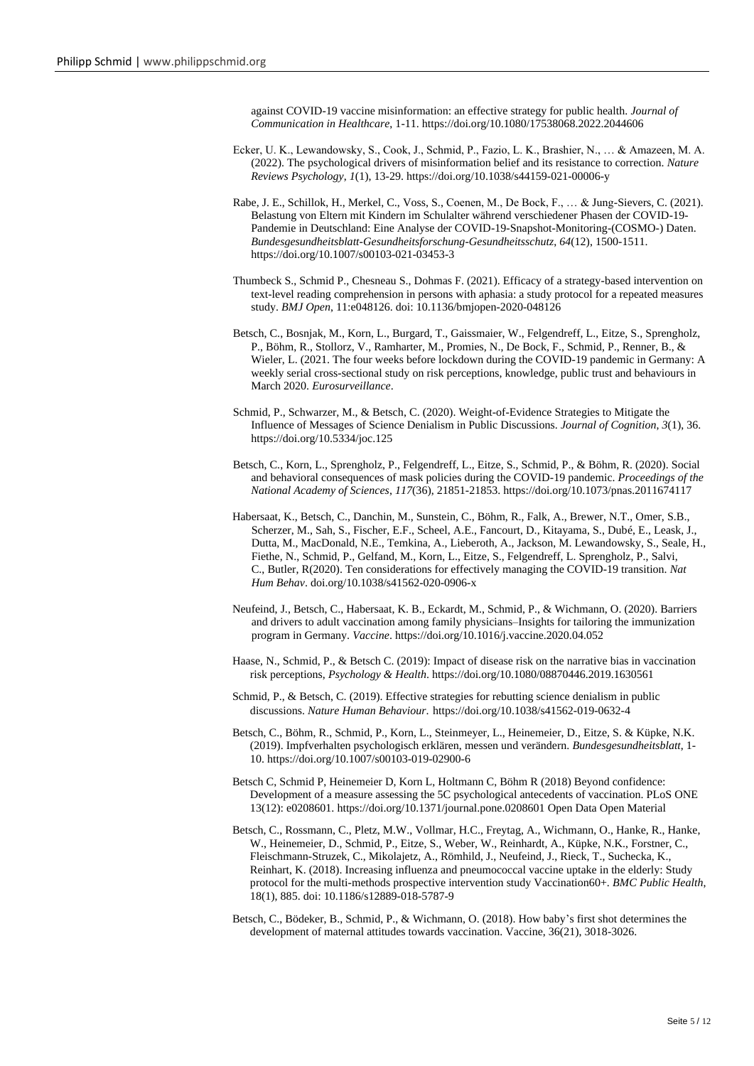against COVID-19 vaccine misinformation: an effective strategy for public health. *Journal of Communication in Healthcare*, 1-11. https://doi.org/10.1080/17538068.2022.2044606

Ecker, U. K., Lewandowsky, S., Cook, J., Schmid, P., Fazio, L. K., Brashier, N., … & Amazeen, M. A. (2022). The psychological drivers of misinformation belief and its resistance to correction. *Nature Reviews Psychology*, *1*(1), 13-29. https://doi.org/10.1038/s44159-021-00006-y

Rabe, J. E., Schillok, H., Merkel, C., Voss, S., Coenen, M., De Bock, F., … & Jung-Sievers, C. (2021). Belastung von Eltern mit Kindern im Schulalter während verschiedener Phasen der COVID-19-Pandemie in Deutschland: Eine Analyse der COVID-19-Snapshot-Monitoring-(COSMO-) Daten. *Bundesgesundheitsblatt-Gesundheitsforschung-Gesundheitsschutz*, *64*(12), 1500-1511. https://doi.org/10.1007/s00103-021-03453-3

Thumbeck S., Schmid P., Chesneau S., Dohmas F. (2021). Efficacy of a strategy-based intervention on text-level reading comprehension in persons with aphasia: a study protocol for a repeated measures study. *BMJ Open*, 11:e048126. doi: 10.1136/bmjopen-2020-048126

Betsch, C., Bosnjak, M., Korn, L., Burgard, T., Gaissmaier, W., Felgendreff, L., Eitze, S., Sprengholz, P., Böhm, R., Stollorz, V., Ramharter, M., Promies, N., De Bock, F., Schmid, P., Renner, B., & Wieler, L. (2021. The four weeks before lockdown during the COVID-19 pandemic in Germany: A weekly serial cross-sectional study on risk perceptions, knowledge, public trust and behaviours in March 2020. *Eurosurveillance*.

Schmid, P., Schwarzer, M., & Betsch, C. (2020). Weight-of-Evidence Strategies to Mitigate the Influence of Messages of Science Denialism in Public Discussions. *Journal of Cognition*, *3*(1), 36. https://doi.org/10.5334/joc.125

Betsch, C., Korn, L., Sprengholz, P., Felgendreff, L., Eitze, S., Schmid, P., & Böhm, R. (2020). Social and behavioral consequences of mask policies during the COVID-19 pandemic. *Proceedings of the National Academy of Sciences*, *117*(36), 21851-21853. https://doi.org/10.1073/pnas.2011674117

Habersaat, K., Betsch, C., Danchin, M., Sunstein, C., Böhm, R., Falk, A., Brewer, N.T., Omer, S.B., Scherzer, M., Sah, S., Fischer, E.F., Scheel, A.E., Fancourt, D., Kitayama, S., Dubé, E., Leask, J., Dutta, M., MacDonald, N.E., Temkina, A., Lieberoth, A., Jackson, M. Lewandowsky, S., Seale, H., Fiethe, N., Schmid, P., Gelfand, M., Korn, L., Eitze, S., Felgendreff, L. Sprengholz, P., Salvi, C., Butler, R(2020). Ten considerations for effectively managing the COVID-19 transition. *Nat Hum Behav*. doi.org/10.1038/s41562-020-0906-x

Neufeind, J., Betsch, C., Habersaat, K. B., Eckardt, M., Schmid, P., & Wichmann, O. (2020). Barriers and drivers to adult vaccination among family physicians–Insights for tailoring the immunization program in Germany. *Vaccine*. https://doi.org/10.1016/j.vaccine.2020.04.052

Haase, N., Schmid, P., & Betsch C. (2019): Impact of disease risk on the narrative bias in vaccination risk perceptions, *Psychology & Health*. https://doi.org/10.1080/08870446.2019.1630561

Schmid, P., & Betsch, C. (2019). Effective strategies for rebutting science denialism in public discussions. *Nature Human Behaviour*. https://doi.org/10.1038/s41562-019-0632-4

Betsch, C., Böhm, R., Schmid, P., Korn, L., Steinmeyer, L., Heinemeier, D., Eitze, S. & Küpke, N.K. (2019). Impfverhalten psychologisch erklären, messen und verändern. *Bundesgesundheitsblatt*, 1-10. https://doi.org/10.1007/s00103-019-02900-6

Betsch C, Schmid P, Heinemeier D, Korn L, Holtmann C, Böhm R (2018) Beyond confidence: Development of a measure assessing the 5C psychological antecedents of vaccination. PLoS ONE 13(12): e0208601. https://doi.org/10.1371/journal.pone.0208601 Open Data Open Material

Betsch, C., Rossmann, C., Pletz, M.W., Vollmar, H.C., Freytag, A., Wichmann, O., Hanke, R., Hanke, W., Heinemeier, D., Schmid, P., Eitze, S., Weber, W., Reinhardt, A., Küpke, N.K., Forstner, C., Fleischmann-Struzek, C., Mikolajetz, A., Römhild, J., Neufeind, J., Rieck, T., Suchecka, K., Reinhart, K. (2018). Increasing influenza and pneumococcal vaccine uptake in the elderly: Study protocol for the multi-methods prospective intervention study Vaccination60+. *BMC Public Health*, 18(1), 885. doi: 10.1186/s12889-018-5787-9

Betsch, C., Bödeker, B., Schmid, P., & Wichmann, O. (2018). How baby's first shot determines the development of maternal attitudes towards vaccination. Vaccine, 36(21), 3018-3026.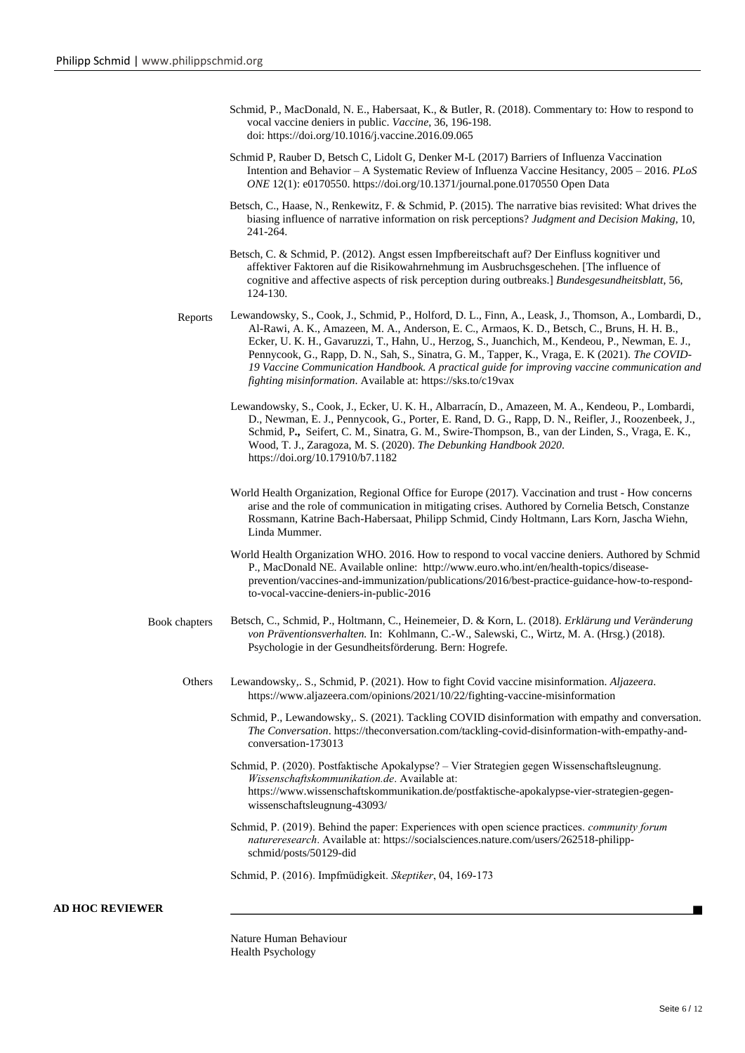Schmid, P., MacDonald, N. E., Habersaat, K., & Butler, R. (2018). Commentary to: How to respond to vocal vaccine deniers in public. *Vaccine*, 36, 196-198. doi: https://doi.org/10.1016/j.vaccine.2016.09.065

Schmid P, Rauber D, Betsch C, Lidolt G, Denker M-L (2017) Barriers of Influenza Vaccination Intention and Behavior – A Systematic Review of Influenza Vaccine Hesitancy, 2005 – 2016. *PLoS ONE* 12(1): e0170550. https://doi.org/10.1371/journal.pone.0170550 Open Data

Betsch, C., Haase, N., Renkewitz, F. & Schmid, P. (2015). The narrative bias revisited: What drives the biasing influence of narrative information on risk perceptions? *Judgment and Decision Making*, 10, 241-264.

Betsch, C. & Schmid, P. (2012). Angst essen Impfbereitschaft auf? Der Einfluss kognitiver und affektiver Faktoren auf die Risikowahrnehmung im Ausbruchsgeschehen. [The influence of cognitive and affective aspects of risk perception during outbreaks.] *Bundesgesundheitsblatt*, 56, 124-130.

**Reports**

Lewandowsky, S., Cook, J., Schmid, P., Holford, D. L., Finn, A., Leask, J., Thomson, A., Lombardi, D., Al-Rawi, A. K., Amazeen, M. A., Anderson, E. C., Armaos, K. D., Betsch, C., Bruns, H. H. B., Ecker, U. K. H., Gavaruzzi, T., Hahn, U., Herzog, S., Juanchich, M., Kendeou, P., Newman, E. J., Pennycook, G., Rapp, D. N., Sah, S., Sinatra, G. M., Tapper, K., Vraga, E. K (2021). *The COVID-19 Vaccine Communication Handbook. A practical guide for improving vaccine communication and fighting misinformation*. Available at: https://sks.to/c19vax

Lewandowsky, S., Cook, J., Ecker, U. K. H., Albarracín, D., Amazeen, M. A., Kendeou, P., Lombardi, D., Newman, E. J., Pennycook, G., Porter, E. Rand, D. G., Rapp, D. N., Reifler, J., Roozenbeek, J., Schmid, P**.,** Seifert, C. M., Sinatra, G. M., Swire-Thompson, B., van der Linden, S., Vraga, E. K., Wood, T. J., Zaragoza, M. S. (2020). *The Debunking Handbook 2020*. https://doi.org/10.17910/b7.1182

World Health Organization, Regional Office for Europe (2017). Vaccination and trust - How concerns arise and the role of communication in mitigating crises. Authored by Cornelia Betsch, Constanze Rossmann, Katrine Bach-Habersaat, Philipp Schmid, Cindy Holtmann, Lars Korn, Jascha Wiehn, Linda Mummer.

World Health Organization WHO. 2016. How to respond to vocal vaccine deniers. Authored by Schmid P., MacDonald NE. Available online: http://www.euro.who.int/en/health-topics/disease-prevention/vaccines-and-immunization/publications/2016/best-practice-guidance-how-to-respond-to-vocal-vaccine-deniers-in-public-2016

**Book chapters**

Betsch, C., Schmid, P., Holtmann, C., Heinemeier, D. & Korn, L. (2018). *Erklärung und Veränderung von Präventionsverhalten.* In: Kohlmann, C.-W., Salewski, C., Wirtz, M. A. (Hrsg.) (2018). Psychologie in der Gesundheitsförderung. Bern: Hogrefe.

**Others**

Lewandowsky,. S., Schmid, P. (2021). How to fight Covid vaccine misinformation. *Aljazeera*. https://www.aljazeera.com/opinions/2021/10/22/fighting-vaccine-misinformation

Schmid, P., Lewandowsky,. S. (2021). Tackling COVID disinformation with empathy and conversation. *The Conversation*. https://theconversation.com/tackling-covid-disinformation-with-empathy-and-conversation-173013

Schmid, P. (2020). Postfaktische Apokalypse? – Vier Strategien gegen Wissenschaftsleugnung. *Wissenschaftskommunikation.de*. Available at: https://www.wissenschaftskommunikation.de/postfaktische-apokalypse-vier-strategien-gegen-wissenschaftsleugnung-43093/

Schmid, P. (2019). Behind the paper: Experiences with open science practices. *community forum natureresearch*. Available at: https://socialsciences.nature.com/users/262518-philipp-schmid/posts/50129-did

Schmid, P. (2016). Impfmüdigkeit. *Skeptiker*, 04, 169-173

## AD HOC REVIEWER

Nature Human Behaviour
Health Psychology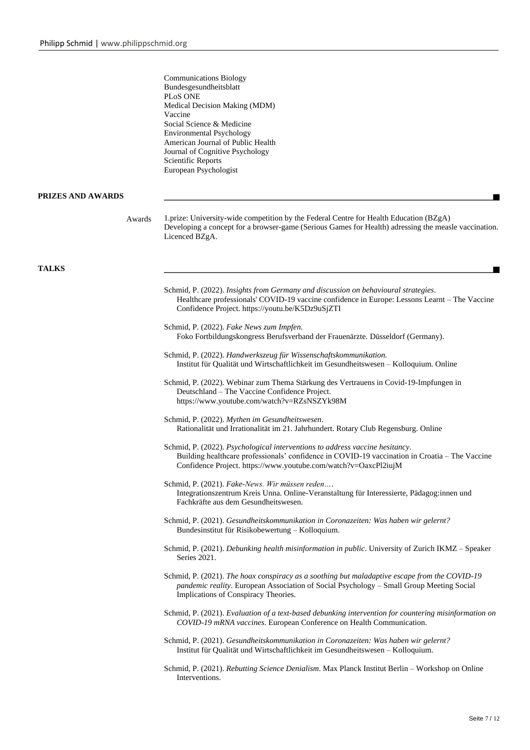Communications Biology
Bundesgesundheitsblatt
PLoS ONE
Medical Decision Making (MDM)
Vaccine
Social Science & Medicine
Environmental Psychology
American Journal of Public Health
Journal of Cognitive Psychology
Scientific Reports
European Psychologist

## PRIZES AND AWARDS

Awards

1.prize: University-wide competition by the Federal Centre for Health Education (BZgA) Developing a concept for a browser-game (Serious Games for Health) adressing the measle vaccination. Licenced BZgA.

## TALKS

Schmid, P. (2022). *Insights from Germany and discussion on behavioural strategies*. Healthcare professionals' COVID-19 vaccine confidence in Europe: Lessons Learnt – The Vaccine Confidence Project. https://youtu.be/K5Dz9uSjZTI

Schmid, P. (2022). *Fake News zum Impfen.* Foko Fortbildungskongress Berufsverband der Frauenärzte. Düsseldorf (Germany).

Schmid, P. (2022). *Handwerkszeug für Wissenschaftskommunikation.* Institut für Qualität und Wirtschaftlichkeit im Gesundheitswesen – Kolloquium. Online

Schmid, P. (2022). Webinar zum Thema Stärkung des Vertrauens in Covid-19-Impfungen in Deutschland – The Vaccine Confidence Project. https://www.youtube.com/watch?v=RZsNSZYk98M

Schmid, P. (2022). *Mythen im Gesundheitswesen*. Rationalität und Irrationalität im 21. Jahrhundert. Rotary Club Regensburg. Online

Schmid, P. (2022). *Psychological interventions to address vaccine hesitancy*. Building healthcare professionals' confidence in COVID-19 vaccination in Croatia – The Vaccine Confidence Project. https://www.youtube.com/watch?v=OaxcPl2iujM

Schmid, P. (2021). *Fake-News. Wir müssen reden….* Integrationszentrum Kreis Unna. Online-Veranstaltung für Interessierte, Pädagog:innen und Fachkräfte aus dem Gesundheitswesen.

Schmid, P. (2021). *Gesundheitskommunikation in Coronazeiten: Was haben wir gelernt?* Bundesinstitut für Risikobewertung – Kolloquium.

Schmid, P. (2021). *Debunking health misinformation in public*. University of Zurich IKMZ – Speaker Series 2021.

Schmid, P. (2021). *The hoax conspiracy as a soothing but maladaptive escape from the COVID-19 pandemic reality*. European Association of Social Psychology – Small Group Meeting Social Implications of Conspiracy Theories.

Schmid, P. (2021). *Evaluation of a text-based debunking intervention for countering misinformation on COVID-19 mRNA vaccines*. European Conference on Health Communication.

Schmid, P. (2021). *Gesundheitskommunikation in Coronazeiten: Was haben wir gelernt?* Institut für Qualität und Wirtschaftlichkeit im Gesundheitswesen – Kolloquium.

Schmid, P. (2021). *Rebutting Science Denialism*. Max Planck Institut Berlin – Workshop on Online Interventions.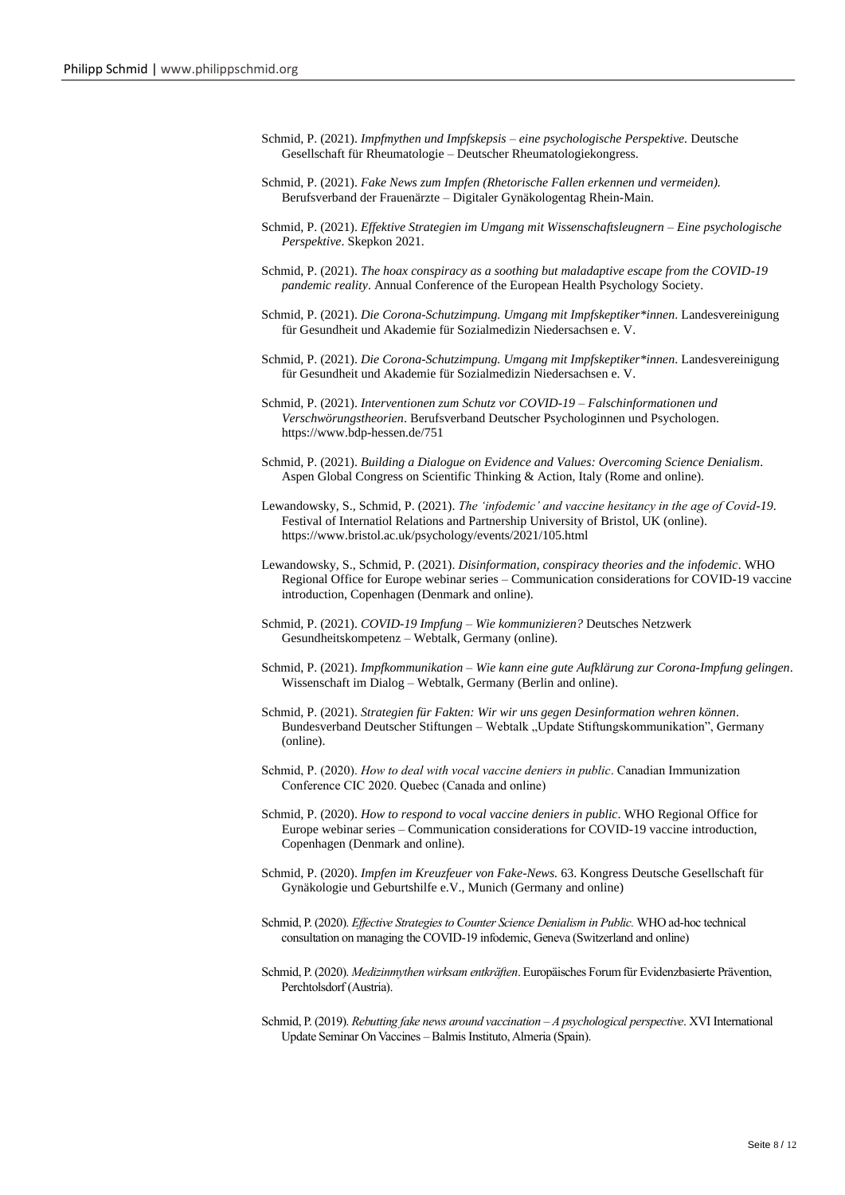Schmid, P. (2021). *Impfmythen und Impfskepsis – eine psychologische Perspektive.* Deutsche Gesellschaft für Rheumatologie – Deutscher Rheumatologiekongress.

Schmid, P. (2021). *Fake News zum Impfen (Rhetorische Fallen erkennen und vermeiden).* Berufsverband der Frauenärzte – Digitaler Gynäkologentag Rhein-Main.

Schmid, P. (2021). *Effektive Strategien im Umgang mit Wissenschaftsleugnern – Eine psychologische Perspektive*. Skepkon 2021.

Schmid, P. (2021). *The hoax conspiracy as a soothing but maladaptive escape from the COVID-19 pandemic reality*. Annual Conference of the European Health Psychology Society.

Schmid, P. (2021). *Die Corona-Schutzimpfung. Umgang mit Impfskeptiker*innen*. Landesvereinigung für Gesundheit und Akademie für Sozialmedizin Niedersachsen e. V.

Schmid, P. (2021). *Die Corona-Schutzimpfung. Umgang mit Impfskeptiker*innen*. Landesvereinigung für Gesundheit und Akademie für Sozialmedizin Niedersachsen e. V.

Schmid, P. (2021). *Interventionen zum Schutz vor COVID-19 – Falschinformationen und Verschwörungstheorien*. Berufsverband Deutscher Psychologinnen und Psychologen. https://www.bdp-hessen.de/751

Schmid, P. (2021). *Building a Dialogue on Evidence and Values: Overcoming Science Denialism*. Aspen Global Congress on Scientific Thinking & Action, Italy (Rome and online).

Lewandowsky, S., Schmid, P. (2021). *The 'infodemic' and vaccine hesitancy in the age of Covid-19*. Festival of Internatiol Relations and Partnership University of Bristol, UK (online). https://www.bristol.ac.uk/psychology/events/2021/105.html

Lewandowsky, S., Schmid, P. (2021). *Disinformation, conspiracy theories and the infodemic*. WHO Regional Office for Europe webinar series – Communication considerations for COVID-19 vaccine introduction, Copenhagen (Denmark and online).

Schmid, P. (2021). *COVID-19 Impfung – Wie kommunizieren?* Deutsches Netzwerk Gesundheitskompetenz – Webtalk, Germany (online).

Schmid, P. (2021). *Impfkommunikation – Wie kann eine gute Aufklärung zur Corona-Impfung gelingen*. Wissenschaft im Dialog – Webtalk, Germany (Berlin and online).

Schmid, P. (2021). *Strategien für Fakten: Wir wir uns gegen Desinformation wehren können*. Bundesverband Deutscher Stiftungen – Webtalk „Update Stiftungskommunikation", Germany (online).

Schmid, P. (2020). *How to deal with vocal vaccine deniers in public*. Canadian Immunization Conference CIC 2020. Quebec (Canada and online)

Schmid, P. (2020). *How to respond to vocal vaccine deniers in public*. WHO Regional Office for Europe webinar series – Communication considerations for COVID-19 vaccine introduction, Copenhagen (Denmark and online).

Schmid, P. (2020). *Impfen im Kreuzfeuer von Fake-News.* 63. Kongress Deutsche Gesellschaft für Gynäkologie und Geburtshilfe e.V., Munich (Germany and online)

Schmid, P. (2020). *Effective Strategies to Counter Science Denialism in Public.* WHO ad-hoc technical consultation on managing the COVID-19 infodemic, Geneva (Switzerland and online)

Schmid, P. (2020). *Medizinmythen wirksam entkräften*. Europäisches Forum für Evidenzbasierte Prävention, Perchtolsdorf (Austria).

Schmid, P. (2019). *Rebutting fake news around vaccination – A psychological perspective*. XVI International Update Seminar On Vaccines – Balmis Instituto, Almeria (Spain).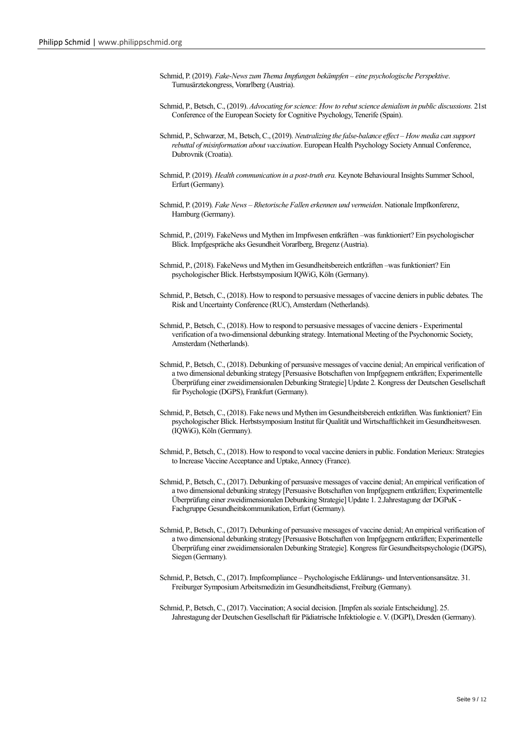Schmid, P. (2019). *Fake-News zum Thema Impfungen bekämpfen – eine psychologische Perspektive*. Turnusärztekongress, Vorarlberg (Austria).

Schmid, P., Betsch, C., (2019). *Advocating for science: How to rebut science denialism in public discussions.* 21st Conference of the European Society for Cognitive Psychology, Tenerife (Spain).

Schmid, P., Schwarzer, M., Betsch, C., (2019). *Neutralizing the false-balance effect – How media can support rebuttal of misinformation about vaccination*. European Health Psychology Society Annual Conference, Dubrovnik (Croatia).

Schmid, P. (2019). *Health communication in a post-truth era.* Keynote Behavioural Insights Summer School, Erfurt (Germany).

Schmid, P. (2019). *Fake News – Rhetorische Fallen erkennen und vermeiden*. Nationale Impfkonferenz, Hamburg (Germany).

Schmid, P., (2019). FakeNews und Mythen im Impfwesen entkräften –was funktioniert? Ein psychologischer Blick. Impfgespräche aks Gesundheit Vorarlberg, Bregenz (Austria).

Schmid, P., (2018). FakeNews und Mythen im Gesundheitsbereich entkräften –was funktioniert? Ein psychologischer Blick. Herbstsymposium IQWiG, Köln (Germany).

Schmid, P., Betsch, C., (2018). How to respond to persuasive messages of vaccine deniers in public debates. The Risk and Uncertainty Conference (RUC), Amsterdam (Netherlands).

Schmid, P., Betsch, C., (2018). How to respond to persuasive messages of vaccine deniers - Experimental verification of a two-dimensional debunking strategy. International Meeting of the Psychonomic Society, Amsterdam (Netherlands).

Schmid, P., Betsch, C., (2018). Debunking of persuasive messages of vaccine denial; An empirical verification of a two dimensional debunking strategy [Persuasive Botschaften von Impfgegnern entkräften; Experimentelle Überprüfung einer zweidimensionalen Debunking Strategie] Update 2. Kongress der Deutschen Gesellschaft für Psychologie (DGPS), Frankfurt (Germany).

Schmid, P., Betsch, C., (2018). Fake news und Mythen im Gesundheitsbereich entkräften. Was funktioniert? Ein psychologischer Blick. Herbstsymposium Institut für Qualität und Wirtschaftlichkeit im Gesundheitswesen. (IQWiG), Köln (Germany).

Schmid, P., Betsch, C., (2018). How to respond to vocal vaccine deniers in public. Fondation Merieux: Strategies to Increase Vaccine Acceptance and Uptake, Annecy (France).

Schmid, P., Betsch, C., (2017). Debunking of persuasive messages of vaccine denial; An empirical verification of a two dimensional debunking strategy [Persuasive Botschaften von Impfgegnern entkräften; Experimentelle Überprüfung einer zweidimensionalen Debunking Strategie] Update 1. 2.Jahrestagung der DGPuK - Fachgruppe Gesundheitskommunikation, Erfurt (Germany).

Schmid, P., Betsch, C., (2017). Debunking of persuasive messages of vaccine denial; An empirical verification of a two dimensional debunking strategy [Persuasive Botschaften von Impfgegnern entkräften; Experimentelle Überprüfung einer zweidimensionalen Debunking Strategie]. Kongress für Gesundheitspsychologie (DGPS), Siegen (Germany).

Schmid, P., Betsch, C., (2017). Impfcompliance – Psychologische Erklärungs- und Interventionsansätze. 31. Freiburger Symposium Arbeitsmedizin im Gesundheitsdienst, Freiburg (Germany).

Schmid, P., Betsch, C., (2017). Vaccination; A social decision. [Impfen als soziale Entscheidung]. 25. Jahrestagung der Deutschen Gesellschaft für Pädiatrische Infektiologie e. V. (DGPI), Dresden (Germany).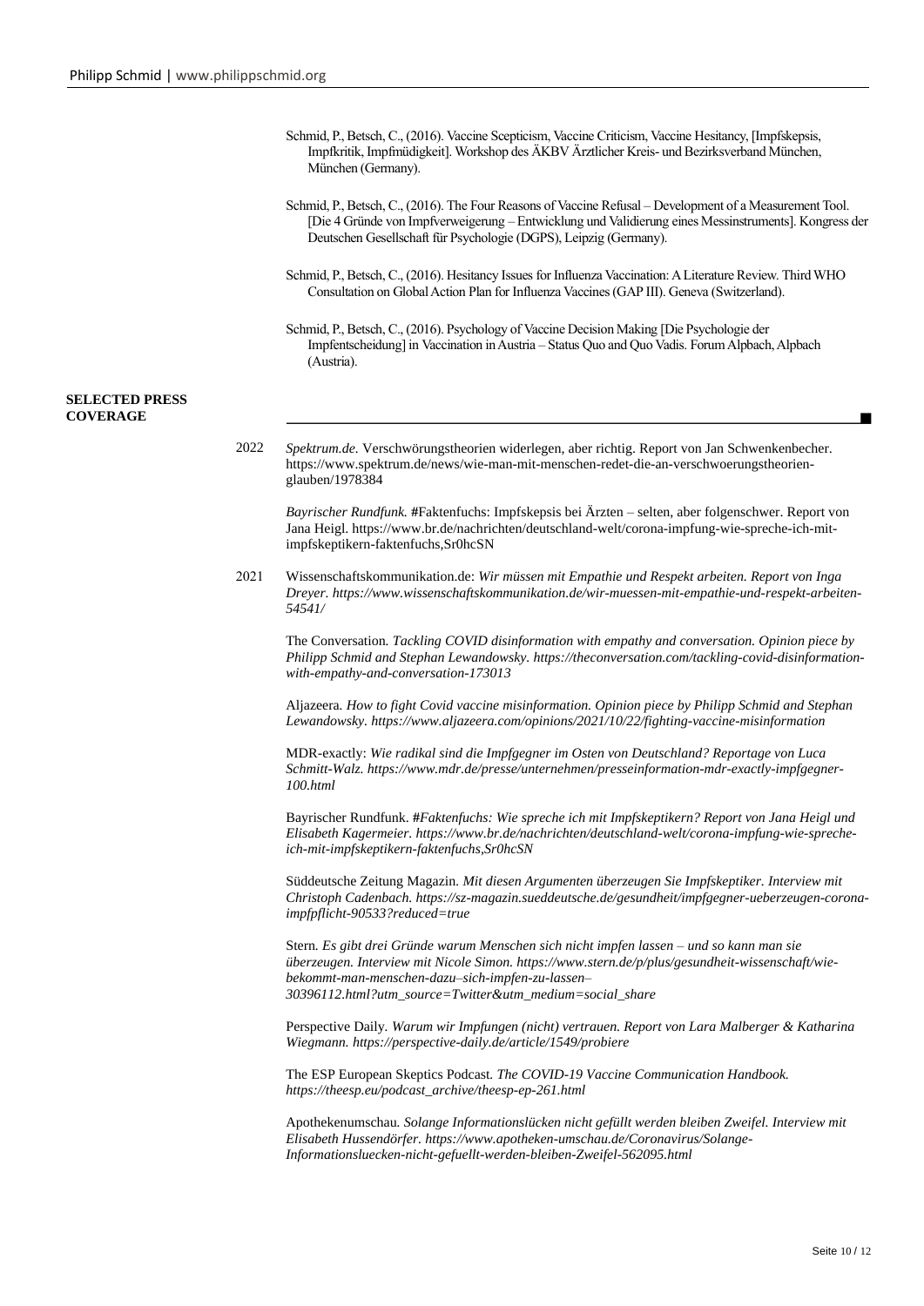Schmid, P., Betsch, C., (2016). Vaccine Scepticism, Vaccine Criticism, Vaccine Hesitancy, [Impfskepsis, Impfkritik, Impfmüdigkeit]. Workshop des ÄKBV Ärztlicher Kreis- und Bezirksverband München, München (Germany).

Schmid, P., Betsch, C., (2016). The Four Reasons of Vaccine Refusal – Development of a Measurement Tool. [Die 4 Gründe von Impfverweigerung – Entwicklung und Validierung eines Messinstruments]. Kongress der Deutschen Gesellschaft für Psychologie (DGPS), Leipzig (Germany).

Schmid, P., Betsch, C., (2016). Hesitancy Issues for Influenza Vaccination: A Literature Review. Third WHO Consultation on Global Action Plan for Influenza Vaccines (GAP III). Geneva (Switzerland).

Schmid, P., Betsch, C., (2016). Psychology of Vaccine Decision Making [Die Psychologie der Impfentscheidung] in Vaccination in Austria – Status Quo and Quo Vadis. Forum Alpbach, Alpbach (Austria).

## SELECTED PRESS COVERAGE

**2022**

*Spektrum.de.* Verschwörungstheorien widerlegen, aber richtig. Report von Jan Schwenkenbecher. https://www.spektrum.de/news/wie-man-mit-menschen-redet-die-an-verschwoerungstheorien-glauben/1978384

*Bayrischer Rundfunk.* #Faktenfuchs: Impfskepsis bei Ärzten – selten, aber folgenschwer. Report von Jana Heigl. https://www.br.de/nachrichten/deutschland-welt/corona-impfung-wie-spreche-ich-mit-impfskeptikern-faktenfuchs,Sr0hcSN

**2021**

Wissenschaftskommunikation.de: *Wir müssen mit Empathie und Respekt arbeiten. Report von Inga Dreyer. https://www.wissenschaftskommunikation.de/wir-muessen-mit-empathie-und-respekt-arbeiten-54541/*

The Conversation. *Tackling COVID disinformation with empathy and conversation. Opinion piece by Philipp Schmid and Stephan Lewandowsky. https://theconversation.com/tackling-covid-disinformation-with-empathy-and-conversation-173013*

Aljazeera. *How to fight Covid vaccine misinformation. Opinion piece by Philipp Schmid and Stephan Lewandowsky. https://www.aljazeera.com/opinions/2021/10/22/fighting-vaccine-misinformation*

MDR-exactly: *Wie radikal sind die Impfgegner im Osten von Deutschland? Reportage von Luca Schmitt-Walz. https://www.mdr.de/presse/unternehmen/presseinformation-mdr-exactly-impfgegner-100.html*

Bayrischer Rundfunk. #*Faktenfuchs: Wie spreche ich mit Impfskeptikern? Report von Jana Heigl und Elisabeth Kagermeier. https://www.br.de/nachrichten/deutschland-welt/corona-impfung-wie-spreche-ich-mit-impfskeptikern-faktenfuchs,Sr0hcSN*

Süddeutsche Zeitung Magazin. *Mit diesen Argumenten überzeugen Sie Impfskeptiker. Interview mit Christoph Cadenbach. https://sz-magazin.sueddeutsche.de/gesundheit/impfgegner-ueberzeugen-corona-impfpflicht-90533?reduced=true*

Stern. *Es gibt drei Gründe warum Menschen sich nicht impfen lassen – und so kann man sie überzeugen. Interview mit Nicole Simon. https://www.stern.de/p/plus/gesundheit-wissenschaft/wie-bekommt-man-menschen-dazu–sich-impfen-zu-lassen–30396112.html?utm_source=Twitter&utm_medium=social_share*

Perspective Daily. *Warum wir Impfungen (nicht) vertrauen. Report von Lara Malberger & Katharina Wiegmann. https://perspective-daily.de/article/1549/probiere*

The ESP European Skeptics Podcast. *The COVID-19 Vaccine Communication Handbook. https://theesp.eu/podcast_archive/theesp-ep-261.html*

Apothekenumschau. *Solange Informationslücken nicht gefüllt werden bleiben Zweifel. Interview mit Elisabeth Hussendörfer. https://www.apotheken-umschau.de/Coronavirus/Solange-Informationsluecken-nicht-gefuellt-werden-bleiben-Zweifel-562095.html*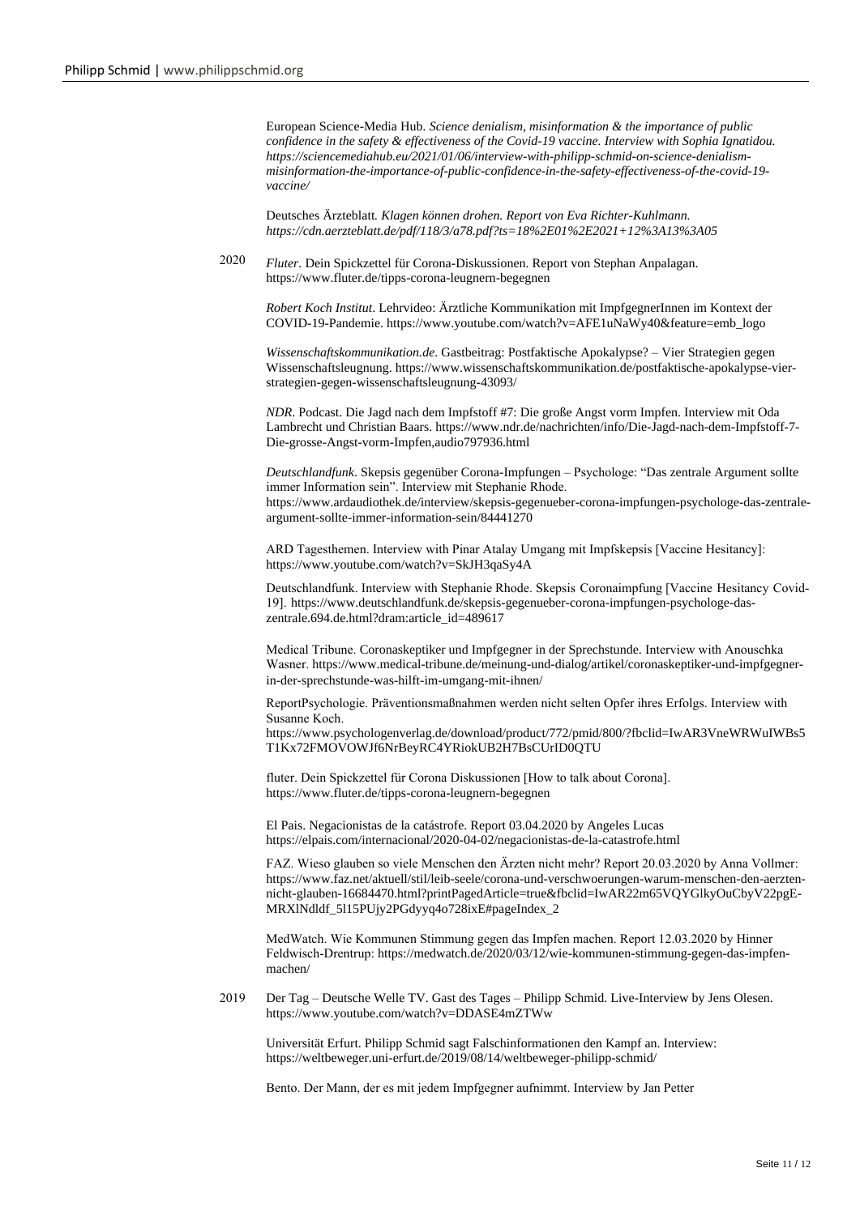European Science-Media Hub. *Science denialism, misinformation & the importance of public confidence in the safety & effectiveness of the Covid-19 vaccine. Interview with Sophia Ignatidou. https://sciencemediahub.eu/2021/01/06/interview-with-philipp-schmid-on-science-denialism-misinformation-the-importance-of-public-confidence-in-the-safety-effectiveness-of-the-covid-19-vaccine/*

Deutsches Ärzteblatt*. Klagen können drohen. Report von Eva Richter-Kuhlmann. https://cdn.aerzteblatt.de/pdf/118/3/a78.pdf?ts=18%2E01%2E2021+12%3A13%3A05*

2020 *Fluter*. Dein Spickzettel für Corona-Diskussionen. Report von Stephan Anpalagan. https://www.fluter.de/tipps-corona-leugnern-begegnen

*Robert Koch Institut*. Lehrvideo: Ärztliche Kommunikation mit ImpfgegnerInnen im Kontext der COVID-19-Pandemie. https://www.youtube.com/watch?v=AFE1uNaWy40&feature=emb_logo

*Wissenschaftskommunikation.de*. Gastbeitrag: Postfaktische Apokalypse? – Vier Strategien gegen Wissenschaftsleugnung. https://www.wissenschaftskommunikation.de/postfaktische-apokalypse-vier-strategien-gegen-wissenschaftsleugnung-43093/

*NDR*. Podcast. Die Jagd nach dem Impfstoff #7: Die große Angst vorm Impfen. Interview mit Oda Lambrecht und Christian Baars. https://www.ndr.de/nachrichten/info/Die-Jagd-nach-dem-Impfstoff-7-Die-grosse-Angst-vorm-Impfen,audio797936.html

*Deutschlandfunk*. Skepsis gegenüber Corona-Impfungen – Psychologe: "Das zentrale Argument sollte immer Information sein". Interview mit Stephanie Rhode. https://www.ardaudiothek.de/interview/skepsis-gegenueber-corona-impfungen-psychologe-das-zentrale-argument-sollte-immer-information-sein/84441270

ARD Tagesthemen. Interview with Pinar Atalay Umgang mit Impfskepsis [Vaccine Hesitancy]: https://www.youtube.com/watch?v=SkJH3qaSy4A

Deutschlandfunk. Interview with Stephanie Rhode. Skepsis Coronaimpfung [Vaccine Hesitancy Covid-19]. https://www.deutschlandfunk.de/skepsis-gegenueber-corona-impfungen-psychologe-das-zentrale.694.de.html?dram:article_id=489617

Medical Tribune. Coronaskeptiker und Impfgegner in der Sprechstunde. Interview with Anouschka Wasner. https://www.medical-tribune.de/meinung-und-dialog/artikel/coronaskeptiker-und-impfgegner-in-der-sprechstunde-was-hilft-im-umgang-mit-ihnen/

ReportPsychologie. Präventionsmaßnahmen werden nicht selten Opfer ihres Erfolgs. Interview with Susanne Koch.
https://www.psychologenverlag.de/download/product/772/pmid/800/?fbclid=IwAR3VneWRWuIWBs5T1Kx72FMOVOWJf6NrBeyRC4YRiokUB2H7BsCUrID0QTU

fluter. Dein Spickzettel für Corona Diskussionen [How to talk about Corona]. https://www.fluter.de/tipps-corona-leugnern-begegnen

El Pais. Negacionistas de la catástrofe. Report 03.04.2020 by Angeles Lucas https://elpais.com/internacional/2020-04-02/negacionistas-de-la-catastrofe.html

FAZ. Wieso glauben so viele Menschen den Ärzten nicht mehr? Report 20.03.2020 by Anna Vollmer: https://www.faz.net/aktuell/stil/leib-seele/corona-und-verschwoerungen-warum-menschen-den-aerzten-nicht-glauben-16684470.html?printPagedArticle=true&fbclid=IwAR22m65VQYGlkyOuCbyV22pgE-MRXlNdldf_5l15PUjy2PGdyyq4o728ixE#pageIndex_2

MedWatch. Wie Kommunen Stimmung gegen das Impfen machen. Report 12.03.2020 by Hinner Feldwisch-Drentrup: https://medwatch.de/2020/03/12/wie-kommunen-stimmung-gegen-das-impfen-machen/

2019 Der Tag – Deutsche Welle TV. Gast des Tages – Philipp Schmid. Live-Interview by Jens Olesen. https://www.youtube.com/watch?v=DDASE4mZTWw

Universität Erfurt. Philipp Schmid sagt Falschinformationen den Kampf an. Interview: https://weltbeweger.uni-erfurt.de/2019/08/14/weltbeweger-philipp-schmid/

Bento. Der Mann, der es mit jedem Impfgegner aufnimmt. Interview by Jan Petter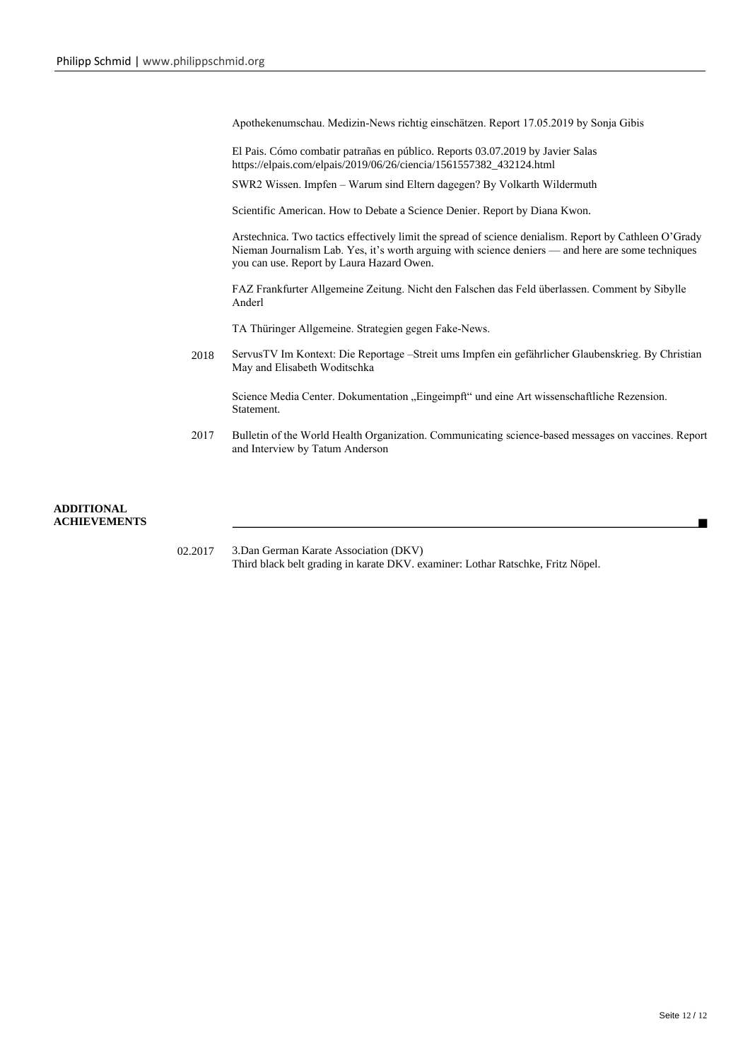Apothekenumschau. Medizin-News richtig einschätzen. Report 17.05.2019 by Sonja Gibis

El Pais. Cómo combatir patrañas en público. Reports 03.07.2019 by Javier Salas https://elpais.com/elpais/2019/06/26/ciencia/1561557382_432124.html

SWR2 Wissen. Impfen – Warum sind Eltern dagegen? By Volkarth Wildermuth

Scientific American. How to Debate a Science Denier. Report by Diana Kwon.

Arstechnica. Two tactics effectively limit the spread of science denialism. Report by Cathleen O'Grady
Nieman Journalism Lab. Yes, it's worth arguing with science deniers — and here are some techniques you can use. Report by Laura Hazard Owen.

FAZ Frankfurter Allgemeine Zeitung. Nicht den Falschen das Feld überlassen. Comment by Sibylle Anderl

TA Thüringer Allgemeine. Strategien gegen Fake-News.

2018 ServusTV Im Kontext: Die Reportage –Streit ums Impfen ein gefährlicher Glaubenskrieg. By Christian May and Elisabeth Woditschka

Science Media Center. Dokumentation „Eingeimpft" und eine Art wissenschaftliche Rezension. Statement.

2017 Bulletin of the World Health Organization. Communicating science-based messages on vaccines. Report and Interview by Tatum Anderson

## ADDITIONAL ACHIEVEMENTS

02.2017 3.Dan German Karate Association (DKV)
Third black belt grading in karate DKV. examiner: Lothar Ratschke, Fritz Nöpel.